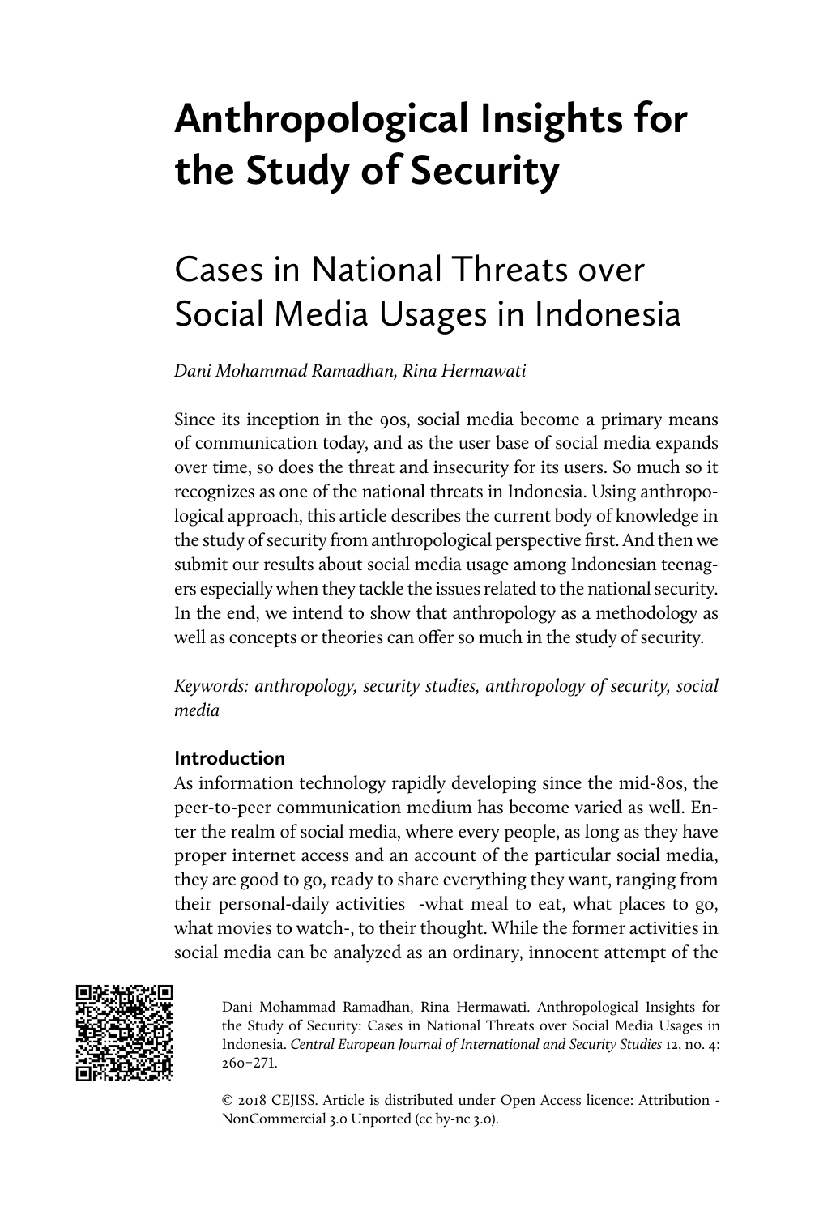# Anthropological Insights for the Study of Security

## Cases in National Threats over Social Media Usages in Indonesia

*Dani Mohammad Ramadhan, Rina Hermawati*

Since its inception in the 90s, social media become a primary means of communication today, and as the user base of social media expands over time, so does the threat and insecurity for its users. So much so it recognizes as one of the national threats in Indonesia. Using anthropological approach, this article describes the current body of knowledge in the study of security from anthropological perspective first. And then we submit our results about social media usage among Indonesian teenagers especially when they tackle the issues related to the national security. In the end, we intend to show that anthropology as a methodology as well as concepts or theories can offer so much in the study of security.

*Keywords: anthropology, security studies, anthropology of security, social media*

### Introduction

As information technology rapidly developing since the mid-80s, the peer-to-peer communication medium has become varied as well. Enter the realm of social media, where every people, as long as they have proper internet access and an account of the particular social media, they are good to go, ready to share everything they want, ranging from their personal-daily activities -what meal to eat, what places to go, what movies to watch-, to their thought. While the former activities in social media can be analyzed as an ordinary, innocent attempt of the

Dani Mohammad Ramadhan, Rina Hermawati. Anthropological Insights for the Study of Security: Cases in National Threats over Social Media Usages in Indonesia. *Central European Journal of International and Security Studies* 12, no. 4: 260–271.

© 2018 CEJISS. Article is distributed under Open Access licence: Attribution - NonCommercial 3.0 Unported (cc by-nc 3.0).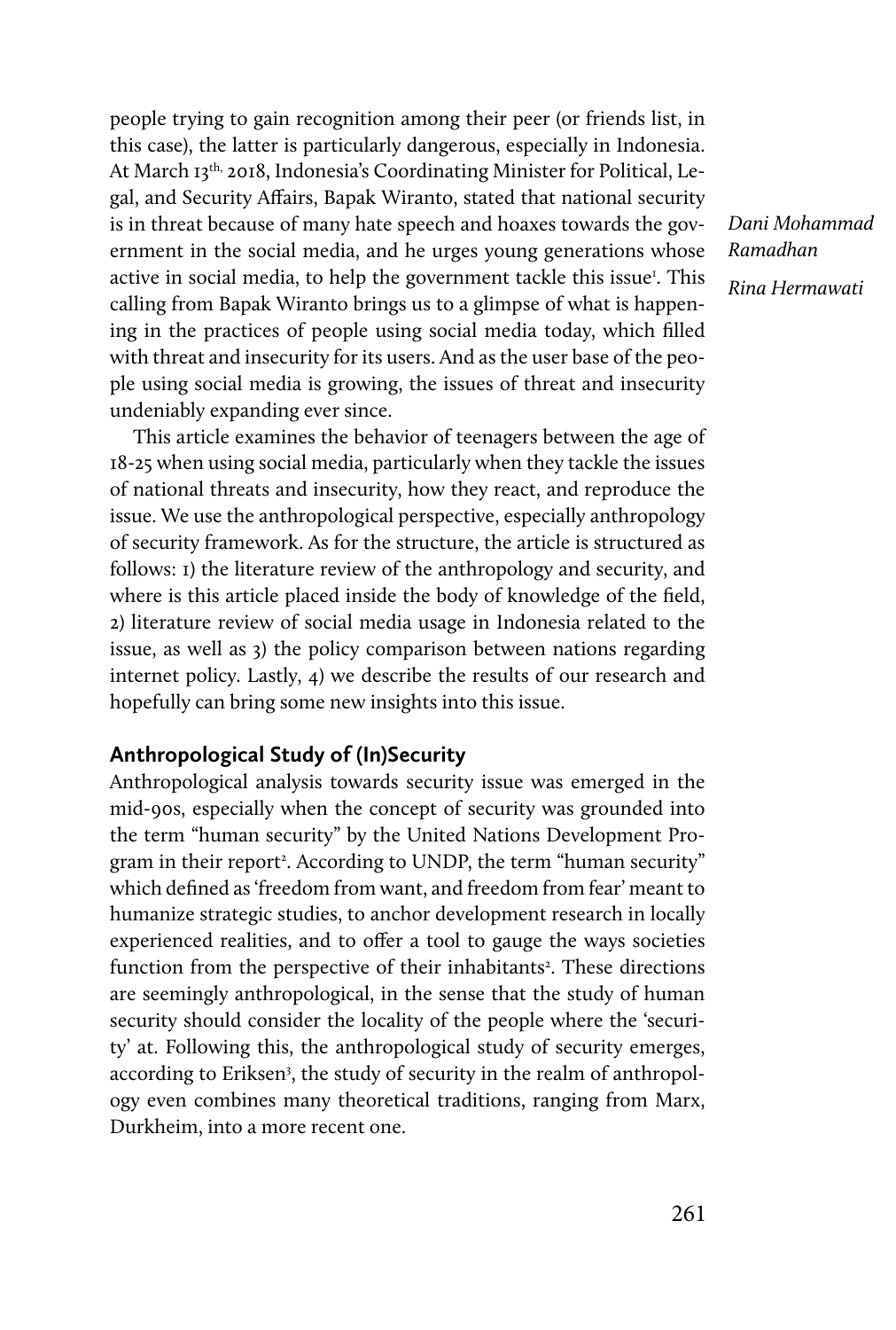people trying to gain recognition among their peer (or friends list, in this case), the latter is particularly dangerous, especially in Indonesia. At March 13th, 2018, Indonesia's Coordinating Minister for Political, Legal, and Security Affairs, Bapak Wiranto, stated that national security is in threat because of many hate speech and hoaxes towards the government in the social media, and he urges young generations whose active in social media, to help the government tackle this issue[1]. This calling from Bapak Wiranto brings us to a glimpse of what is happening in the practices of people using social media today, which filled with threat and insecurity for its users. And as the user base of the people using social media is growing, the issues of threat and insecurity undeniably expanding ever since.

This article examines the behavior of teenagers between the age of 18-25 when using social media, particularly when they tackle the issues of national threats and insecurity, how they react, and reproduce the issue. We use the anthropological perspective, especially anthropology of security framework. As for the structure, the article is structured as follows: 1) the literature review of the anthropology and security, and where is this article placed inside the body of knowledge of the field, 2) literature review of social media usage in Indonesia related to the issue, as well as 3) the policy comparison between nations regarding internet policy. Lastly, 4) we describe the results of our research and hopefully can bring some new insights into this issue.

## Anthropological Study of (In)Security

Anthropological analysis towards security issue was emerged in the mid-90s, especially when the concept of security was grounded into the term "human security" by the United Nations Development Program in their report[2]. According to UNDP, the term "human security" which defined as 'freedom from want, and freedom from fear' meant to humanize strategic studies, to anchor development research in locally experienced realities, and to offer a tool to gauge the ways societies function from the perspective of their inhabitants[2]. These directions are seemingly anthropological, in the sense that the study of human security should consider the locality of the people where the 'security' at. Following this, the anthropological study of security emerges, according to Eriksen[3], the study of security in the realm of anthropology even combines many theoretical traditions, ranging from Marx, Durkheim, into a more recent one.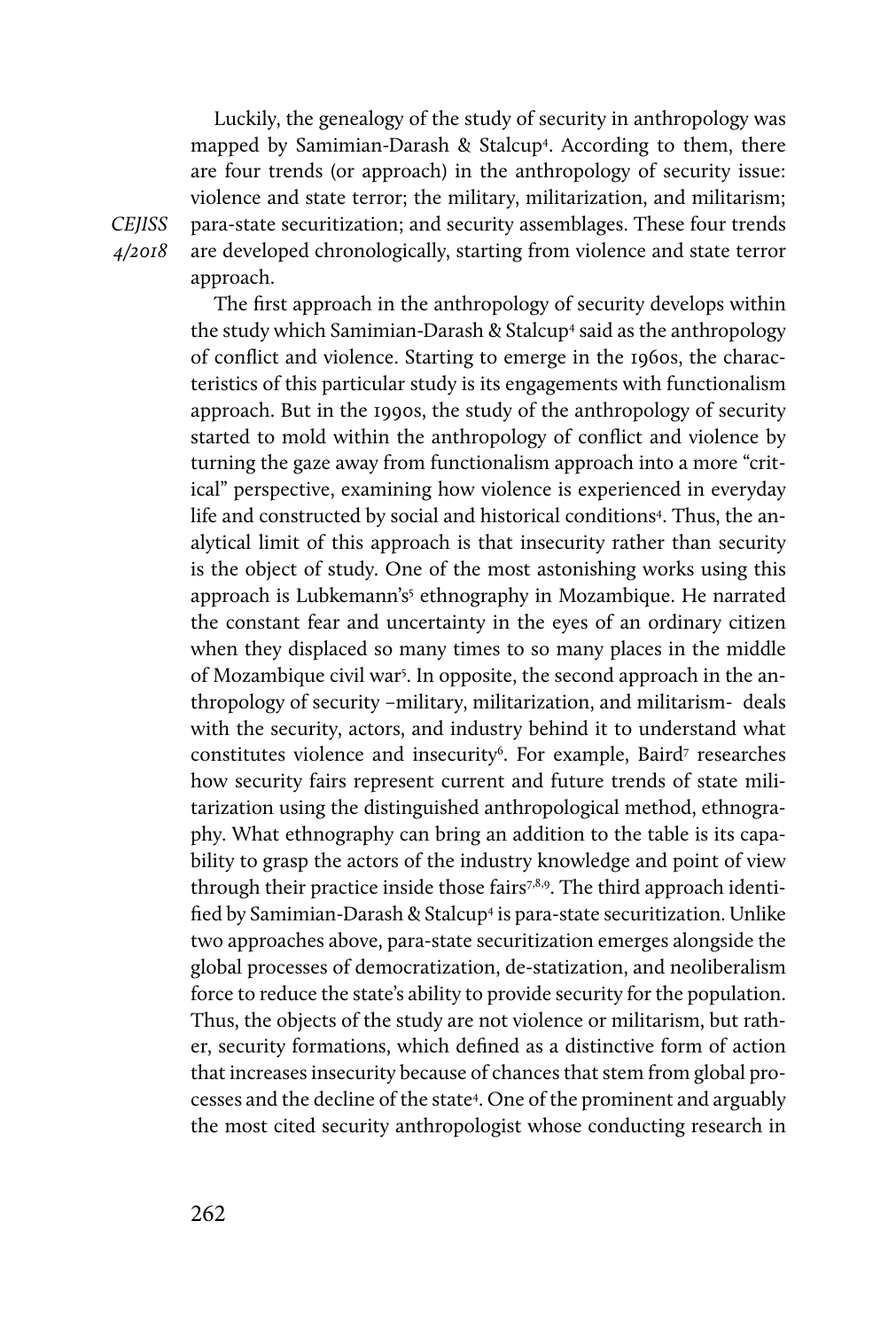Luckily, the genealogy of the study of security in anthropology was mapped by Samimian-Darash & Stalcup[4]. According to them, there are four trends (or approach) in the anthropology of security issue: violence and state terror; the military, militarization, and militarism; para-state securitization; and security assemblages. These four trends are developed chronologically, starting from violence and state terror approach.

The first approach in the anthropology of security develops within the study which Samimian-Darash & Stalcup[4] said as the anthropology of conflict and violence. Starting to emerge in the 1960s, the characteristics of this particular study is its engagements with functionalism approach. But in the 1990s, the study of the anthropology of security started to mold within the anthropology of conflict and violence by turning the gaze away from functionalism approach into a more "critical" perspective, examining how violence is experienced in everyday life and constructed by social and historical conditions[4]. Thus, the analytical limit of this approach is that insecurity rather than security is the object of study. One of the most astonishing works using this approach is Lubkemann's[5] ethnography in Mozambique. He narrated the constant fear and uncertainty in the eyes of an ordinary citizen when they displaced so many times to so many places in the middle of Mozambique civil war[5]. In opposite, the second approach in the anthropology of security –military, militarization, and militarism- deals with the security, actors, and industry behind it to understand what constitutes violence and insecurity[6]. For example, Baird[7] researches how security fairs represent current and future trends of state militarization using the distinguished anthropological method, ethnography. What ethnography can bring an addition to the table is its capability to grasp the actors of the industry knowledge and point of view through their practice inside those fairs[7,8,9]. The third approach identified by Samimian-Darash & Stalcup[4] is para-state securitization. Unlike two approaches above, para-state securitization emerges alongside the global processes of democratization, de-statization, and neoliberalism force to reduce the state's ability to provide security for the population. Thus, the objects of the study are not violence or militarism, but rather, security formations, which defined as a distinctive form of action that increases insecurity because of chances that stem from global processes and the decline of the state[4]. One of the prominent and arguably the most cited security anthropologist whose conducting research in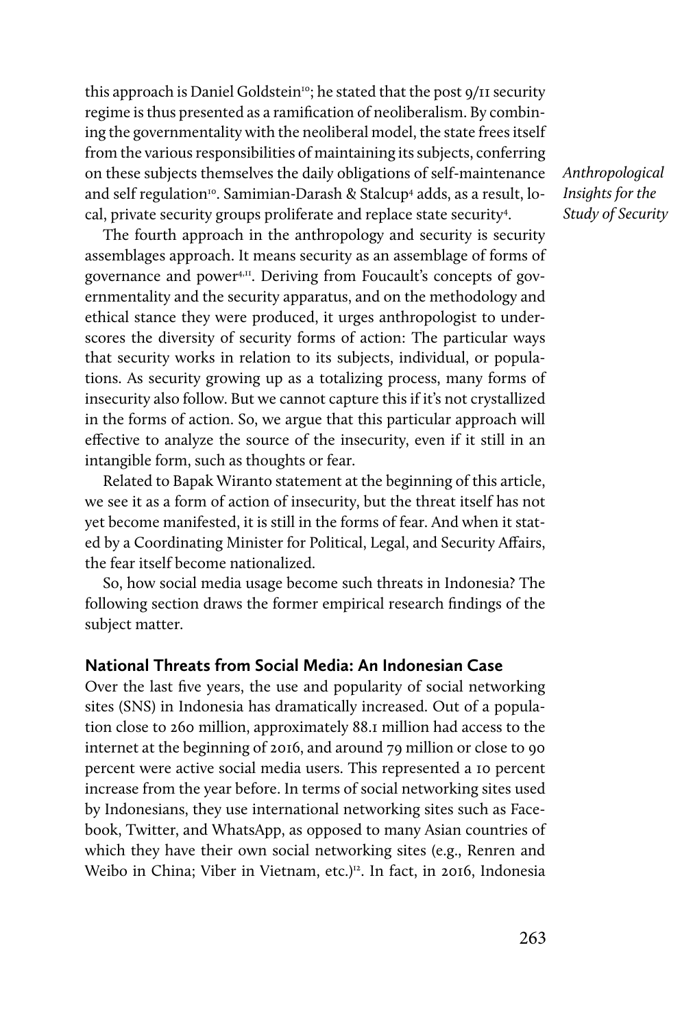this approach is Daniel Goldstein[10]; he stated that the post 9/11 security regime is thus presented as a ramification of neoliberalism. By combining the governmentality with the neoliberal model, the state frees itself from the various responsibilities of maintaining its subjects, conferring on these subjects themselves the daily obligations of self-maintenance and self regulation[10]. Samimian-Darash & Stalcup[4] adds, as a result, local, private security groups proliferate and replace state security[4].

The fourth approach in the anthropology and security is security assemblages approach. It means security as an assemblage of forms of governance and power[4,11]. Deriving from Foucault's concepts of governmentality and the security apparatus, and on the methodology and ethical stance they were produced, it urges anthropologist to underscores the diversity of security forms of action: The particular ways that security works in relation to its subjects, individual, or populations. As security growing up as a totalizing process, many forms of insecurity also follow. But we cannot capture this if it's not crystallized in the forms of action. So, we argue that this particular approach will effective to analyze the source of the insecurity, even if it still in an intangible form, such as thoughts or fear.

Related to Bapak Wiranto statement at the beginning of this article, we see it as a form of action of insecurity, but the threat itself has not yet become manifested, it is still in the forms of fear. And when it stated by a Coordinating Minister for Political, Legal, and Security Affairs, the fear itself become nationalized.

So, how social media usage become such threats in Indonesia? The following section draws the former empirical research findings of the subject matter.

## National Threats from Social Media: An Indonesian Case

Over the last five years, the use and popularity of social networking sites (SNS) in Indonesia has dramatically increased. Out of a population close to 260 million, approximately 88.1 million had access to the internet at the beginning of 2016, and around 79 million or close to 90 percent were active social media users. This represented a 10 percent increase from the year before. In terms of social networking sites used by Indonesians, they use international networking sites such as Facebook, Twitter, and WhatsApp, as opposed to many Asian countries of which they have their own social networking sites (e.g., Renren and Weibo in China; Viber in Vietnam, etc.)[12]. In fact, in 2016, Indonesia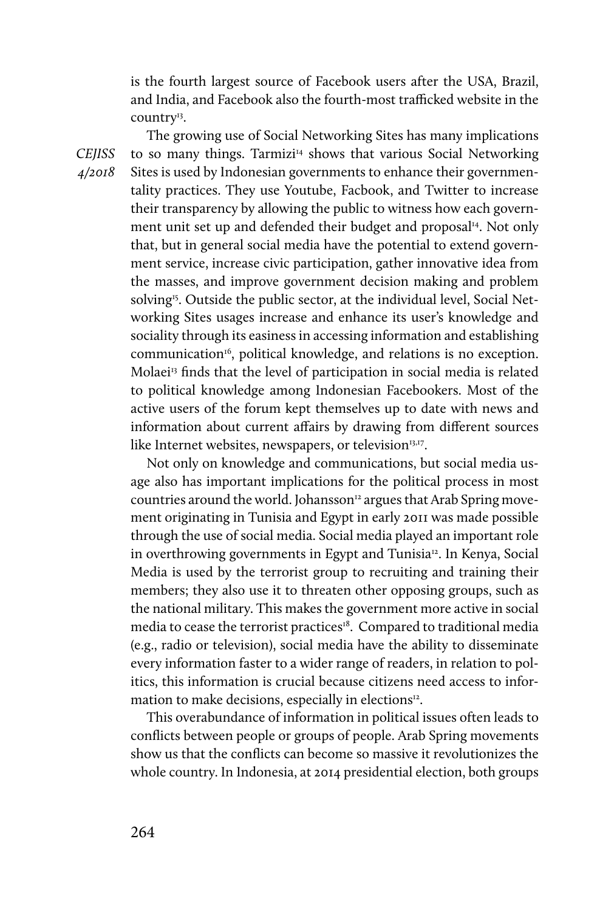is the fourth largest source of Facebook users after the USA, Brazil, and India, and Facebook also the fourth-most trafficked website in the country[13].

The growing use of Social Networking Sites has many implications to so many things. Tarmizi[14] shows that various Social Networking Sites is used by Indonesian governments to enhance their governmentality practices. They use Youtube, Facbook, and Twitter to increase their transparency by allowing the public to witness how each government unit set up and defended their budget and proposal[14]. Not only that, but in general social media have the potential to extend government service, increase civic participation, gather innovative idea from the masses, and improve government decision making and problem solving[15]. Outside the public sector, at the individual level, Social Networking Sites usages increase and enhance its user's knowledge and sociality through its easiness in accessing information and establishing communication[16], political knowledge, and relations is no exception. Molaei[13] finds that the level of participation in social media is related to political knowledge among Indonesian Facebookers. Most of the active users of the forum kept themselves up to date with news and information about current affairs by drawing from different sources like Internet websites, newspapers, or television[13,17].

Not only on knowledge and communications, but social media usage also has important implications for the political process in most countries around the world. Johansson[12] argues that Arab Spring movement originating in Tunisia and Egypt in early 2011 was made possible through the use of social media. Social media played an important role in overthrowing governments in Egypt and Tunisia[12]. In Kenya, Social Media is used by the terrorist group to recruiting and training their members; they also use it to threaten other opposing groups, such as the national military. This makes the government more active in social media to cease the terrorist practices[18]. Compared to traditional media (e.g., radio or television), social media have the ability to disseminate every information faster to a wider range of readers, in relation to politics, this information is crucial because citizens need access to information to make decisions, especially in elections[12].

This overabundance of information in political issues often leads to conflicts between people or groups of people. Arab Spring movements show us that the conflicts can become so massive it revolutionizes the whole country. In Indonesia, at 2014 presidential election, both groups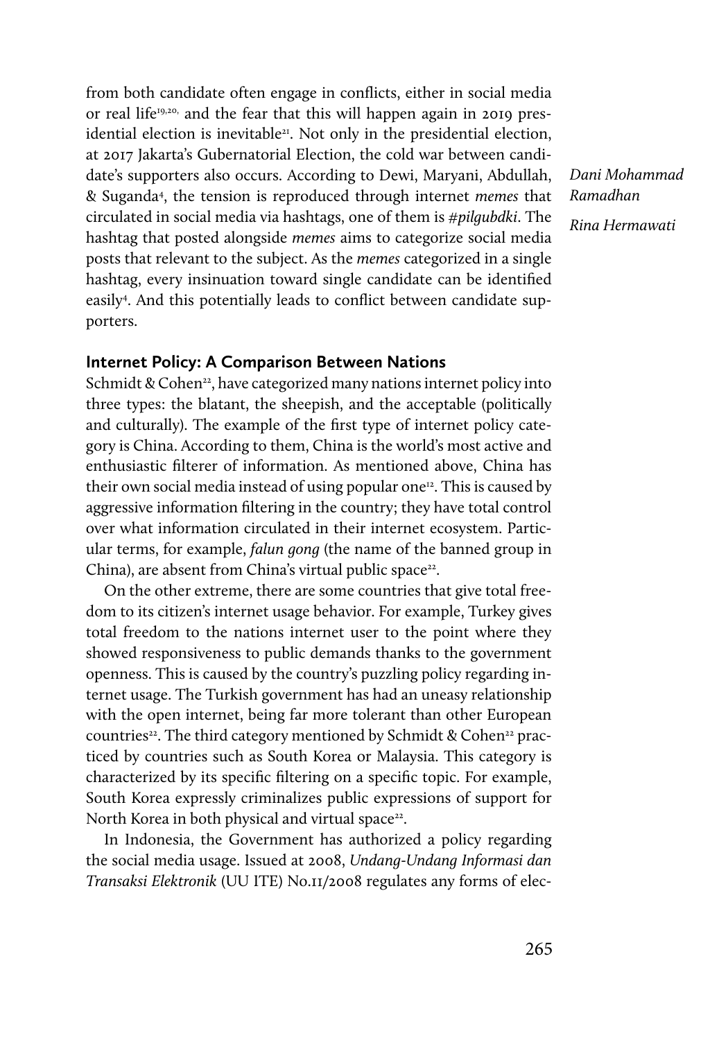from both candidate often engage in conflicts, either in social media or real life[19,20,] and the fear that this will happen again in 2019 presidential election is inevitable[21]. Not only in the presidential election, at 2017 Jakarta's Gubernatorial Election, the cold war between candidate's supporters also occurs. According to Dewi, Maryani, Abdullah, & Suganda[4], the tension is reproduced through internet *memes* that circulated in social media via hashtags, one of them is *#pilgubdki*. The hashtag that posted alongside *memes* aims to categorize social media posts that relevant to the subject. As the *memes* categorized in a single hashtag, every insinuation toward single candidate can be identified easily[4]. And this potentially leads to conflict between candidate supporters.

## Internet Policy: A Comparison Between Nations

Schmidt & Cohen[22], have categorized many nations internet policy into three types: the blatant, the sheepish, and the acceptable (politically and culturally). The example of the first type of internet policy category is China. According to them, China is the world's most active and enthusiastic filterer of information. As mentioned above, China has their own social media instead of using popular one[12]. This is caused by aggressive information filtering in the country; they have total control over what information circulated in their internet ecosystem. Particular terms, for example, *falun gong* (the name of the banned group in China), are absent from China's virtual public space[22].

On the other extreme, there are some countries that give total freedom to its citizen's internet usage behavior. For example, Turkey gives total freedom to the nations internet user to the point where they showed responsiveness to public demands thanks to the government openness. This is caused by the country's puzzling policy regarding internet usage. The Turkish government has had an uneasy relationship with the open internet, being far more tolerant than other European countries[22]. The third category mentioned by Schmidt & Cohen[22] practiced by countries such as South Korea or Malaysia. This category is characterized by its specific filtering on a specific topic. For example, South Korea expressly criminalizes public expressions of support for North Korea in both physical and virtual space[22].

In Indonesia, the Government has authorized a policy regarding the social media usage. Issued at 2008, *Undang-Undang Informasi dan Transaksi Elektronik* (UU ITE) No.11/2008 regulates any forms of elec-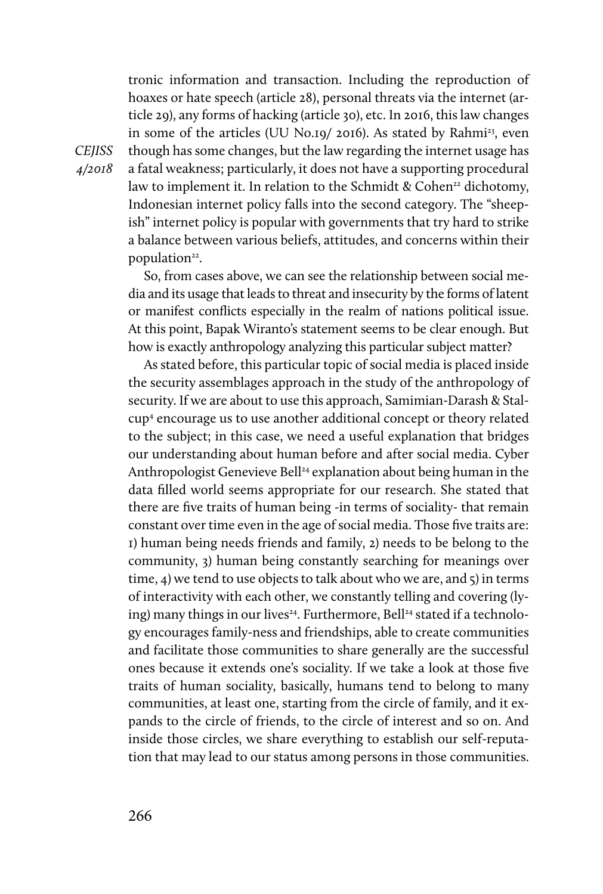tronic information and transaction. Including the reproduction of hoaxes or hate speech (article 28), personal threats via the internet (article 29), any forms of hacking (article 30), etc. In 2016, this law changes in some of the articles (UU No.19/ 2016). As stated by Rahmi[23], even though has some changes, but the law regarding the internet usage has a fatal weakness; particularly, it does not have a supporting procedural law to implement it. In relation to the Schmidt & Cohen[22] dichotomy, Indonesian internet policy falls into the second category. The "sheepish" internet policy is popular with governments that try hard to strike a balance between various beliefs, attitudes, and concerns within their population[22].

So, from cases above, we can see the relationship between social media and its usage that leads to threat and insecurity by the forms of latent or manifest conflicts especially in the realm of nations political issue. At this point, Bapak Wiranto's statement seems to be clear enough. But how is exactly anthropology analyzing this particular subject matter?

As stated before, this particular topic of social media is placed inside the security assemblages approach in the study of the anthropology of security. If we are about to use this approach, Samimian-Darash & Stalcup[4] encourage us to use another additional concept or theory related to the subject; in this case, we need a useful explanation that bridges our understanding about human before and after social media. Cyber Anthropologist Genevieve Bell[24] explanation about being human in the data filled world seems appropriate for our research. She stated that there are five traits of human being -in terms of sociality- that remain constant over time even in the age of social media. Those five traits are: 1) human being needs friends and family, 2) needs to be belong to the community, 3) human being constantly searching for meanings over time, 4) we tend to use objects to talk about who we are, and 5) in terms of interactivity with each other, we constantly telling and covering (lying) many things in our lives[24]. Furthermore, Bell[24] stated if a technology encourages family-ness and friendships, able to create communities and facilitate those communities to share generally are the successful ones because it extends one's sociality. If we take a look at those five traits of human sociality, basically, humans tend to belong to many communities, at least one, starting from the circle of family, and it expands to the circle of friends, to the circle of interest and so on. And inside those circles, we share everything to establish our self-reputation that may lead to our status among persons in those communities.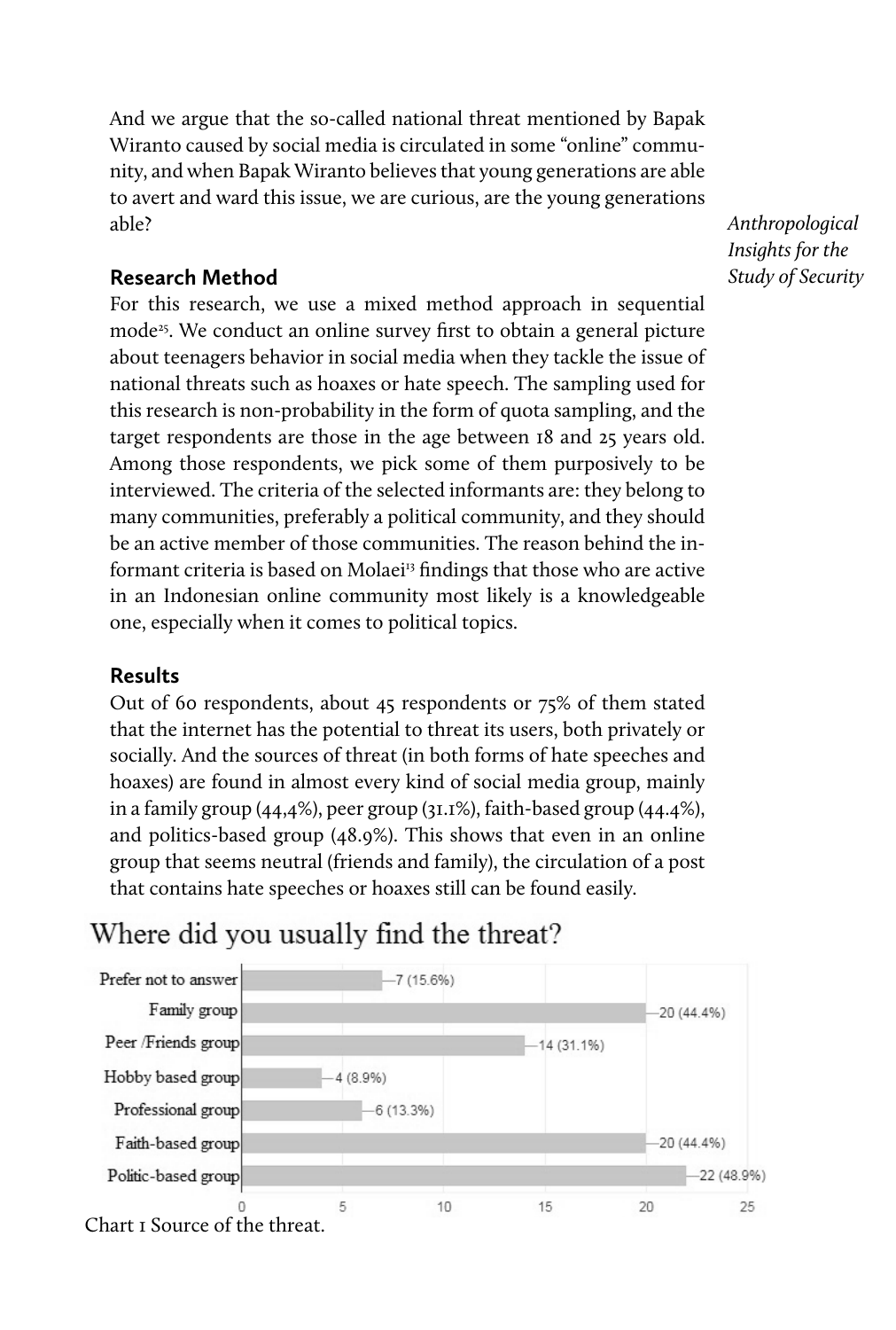And we argue that the so-called national threat mentioned by Bapak Wiranto caused by social media is circulated in some "online" community, and when Bapak Wiranto believes that young generations are able to avert and ward this issue, we are curious, are the young generations able?

## Research Method

For this research, we use a mixed method approach in sequential mode[25]. We conduct an online survey first to obtain a general picture about teenagers behavior in social media when they tackle the issue of national threats such as hoaxes or hate speech. The sampling used for this research is non-probability in the form of quota sampling, and the target respondents are those in the age between 18 and 25 years old. Among those respondents, we pick some of them purposively to be interviewed. The criteria of the selected informants are: they belong to many communities, preferably a political community, and they should be an active member of those communities. The reason behind the informant criteria is based on Molaei[13] findings that those who are active in an Indonesian online community most likely is a knowledgeable one, especially when it comes to political topics.

## Results

Out of 60 respondents, about 45 respondents or 75% of them stated that the internet has the potential to threat its users, both privately or socially. And the sources of threat (in both forms of hate speeches and hoaxes) are found in almost every kind of social media group, mainly in a family group (44,4%), peer group (31.1%), faith-based group (44.4%), and politics-based group (48.9%). This shows that even in an online group that seems neutral (friends and family), the circulation of a post that contains hate speeches or hoaxes still can be found easily.

**Where did you usually find the threat?**

| Group | Count (%) |
|---|---|
| Prefer not to answer | 7 (15.6%) |
| Family group | 20 (44.4%) |
| Peer /Friends group | 14 (31.1%) |
| Hobby based group | 4 (8.9%) |
| Professional group | 6 (13.3%) |
| Faith-based group | 20 (44.4%) |
| Politic-based group | 22 (48.9%) |

Chart 1 Source of the threat.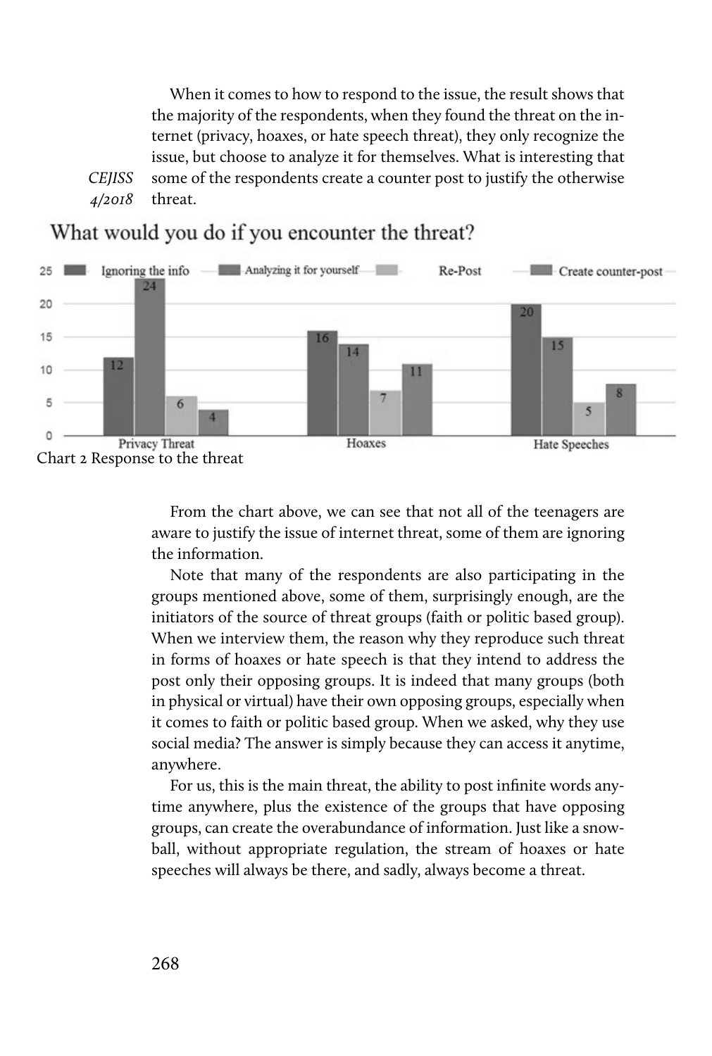When it comes to how to respond to the issue, the result shows that the majority of the respondents, when they found the threat on the internet (privacy, hoaxes, or hate speech threat), they only recognize the issue, but choose to analyze it for themselves. What is interesting that some of the respondents create a counter post to justify the otherwise threat.

What would you do if you encounter the threat?

| | Ignoring the info | Analyzing it for yourself | Re-Post | Create counter-post |
|---|---|---|---|---|
| Privacy Threat | 12 | 24 | 6 | 4 |
| Hoaxes | 16 | 14 | 7 | 11 |
| Hate Speeches | 20 | 15 | 5 | 8 |

Chart 2 Response to the threat

From the chart above, we can see that not all of the teenagers are aware to justify the issue of internet threat, some of them are ignoring the information.

Note that many of the respondents are also participating in the groups mentioned above, some of them, surprisingly enough, are the initiators of the source of threat groups (faith or politic based group). When we interview them, the reason why they reproduce such threat in forms of hoaxes or hate speech is that they intend to address the post only their opposing groups. It is indeed that many groups (both in physical or virtual) have their own opposing groups, especially when it comes to faith or politic based group. When we asked, why they use social media? The answer is simply because they can access it anytime, anywhere.

For us, this is the main threat, the ability to post infinite words anytime anywhere, plus the existence of the groups that have opposing groups, can create the overabundance of information. Just like a snowball, without appropriate regulation, the stream of hoaxes or hate speeches will always be there, and sadly, always become a threat.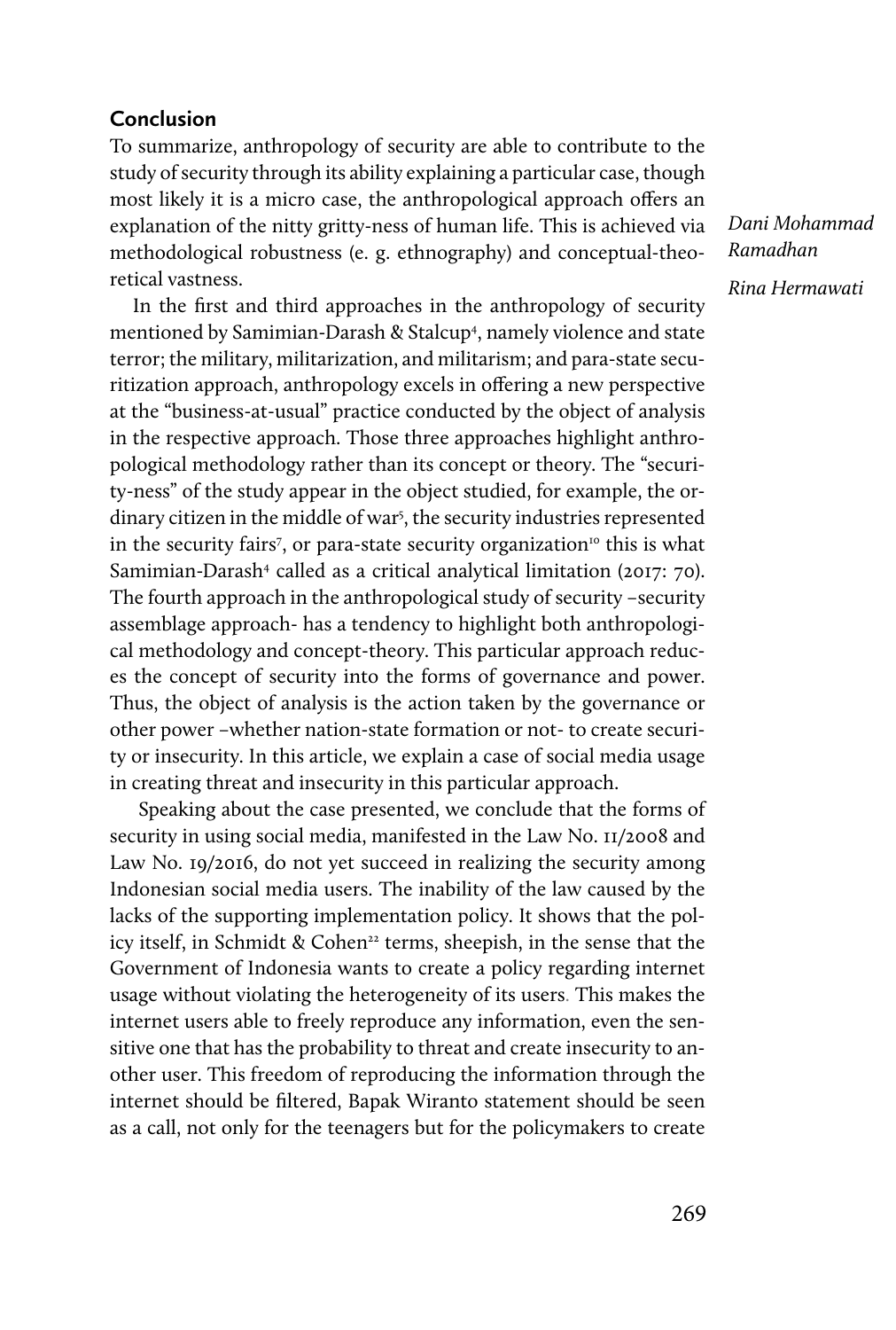## Conclusion

To summarize, anthropology of security are able to contribute to the study of security through its ability explaining a particular case, though most likely it is a micro case, the anthropological approach offers an explanation of the nitty gritty-ness of human life. This is achieved via methodological robustness (e. g. ethnography) and conceptual-theoretical vastness.

In the first and third approaches in the anthropology of security mentioned by Samimian-Darash & Stalcup[4], namely violence and state terror; the military, militarization, and militarism; and para-state securitization approach, anthropology excels in offering a new perspective at the "business-at-usual" practice conducted by the object of analysis in the respective approach. Those three approaches highlight anthropological methodology rather than its concept or theory. The "security-ness" of the study appear in the object studied, for example, the ordinary citizen in the middle of war[5], the security industries represented in the security fairs[7], or para-state security organization[10] this is what Samimian-Darash[4] called as a critical analytical limitation (2017: 70). The fourth approach in the anthropological study of security –security assemblage approach- has a tendency to highlight both anthropological methodology and concept-theory. This particular approach reduces the concept of security into the forms of governance and power. Thus, the object of analysis is the action taken by the governance or other power –whether nation-state formation or not- to create security or insecurity. In this article, we explain a case of social media usage in creating threat and insecurity in this particular approach.

Speaking about the case presented, we conclude that the forms of security in using social media, manifested in the Law No. 11/2008 and Law No. 19/2016, do not yet succeed in realizing the security among Indonesian social media users. The inability of the law caused by the lacks of the supporting implementation policy. It shows that the policy itself, in Schmidt & Cohen[22] terms, sheepish, in the sense that the Government of Indonesia wants to create a policy regarding internet usage without violating the heterogeneity of its users. This makes the internet users able to freely reproduce any information, even the sensitive one that has the probability to threat and create insecurity to another user. This freedom of reproducing the information through the internet should be filtered, Bapak Wiranto statement should be seen as a call, not only for the teenagers but for the policymakers to create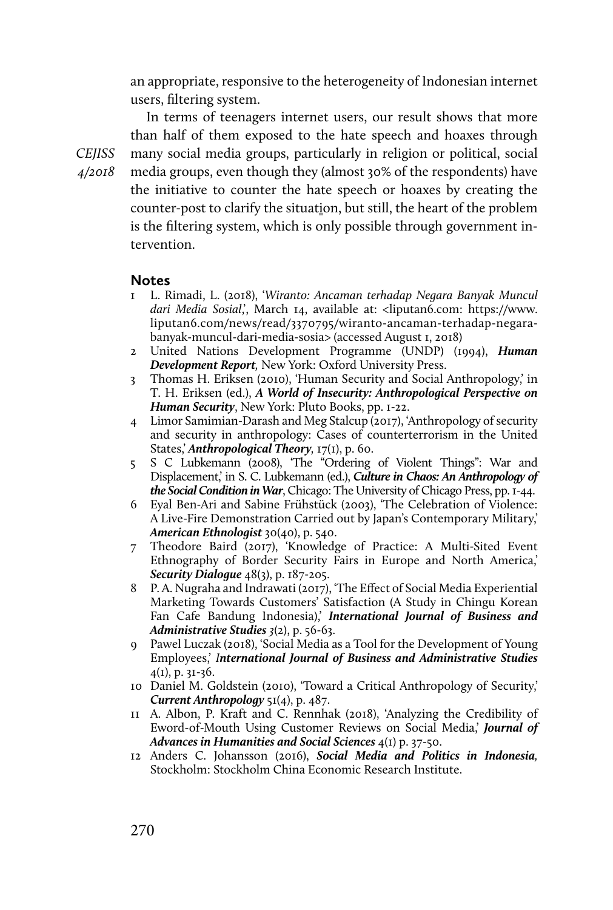an appropriate, responsive to the heterogeneity of Indonesian internet users, filtering system.

In terms of teenagers internet users, our result shows that more than half of them exposed to the hate speech and hoaxes through many social media groups, particularly in religion or political, social media groups, even though they (almost 30% of the respondents) have the initiative to counter the hate speech or hoaxes by creating the counter-post to clarify the situation, but still, the heart of the problem is the filtering system, which is only possible through government intervention.

## Notes

1. L. Rimadi, L. (2018), '*Wiranto: Ancaman terhadap Negara Banyak Muncul dari Media Sosial*,', March 14, available at: <liputan6.com: https://www.liputan6.com/news/read/3370795/wiranto-ancaman-terhadap-negara-banyak-muncul-dari-media-sosia> (accessed August 1, 2018)
2. United Nations Development Programme (UNDP) (1994), ***Human Development Report,*** New York: Oxford University Press.
3. Thomas H. Eriksen (2010), 'Human Security and Social Anthropology,' in T. H. Eriksen (ed.), ***A World of Insecurity: Anthropological Perspective on Human Security***, New York: Pluto Books, pp. 1-22.
4. Limor Samimian-Darash and Meg Stalcup (2017), 'Anthropology of security and security in anthropology: Cases of counterterrorism in the United States,' ***Anthropological Theory,*** 17(1), p. 60.
5. S C Lubkemann (2008), 'The "Ordering of Violent Things": War and Displacement,' in S. C. Lubkemann (ed.), ***Culture in Chaos: An Anthropology of the Social Condition in War***, Chicago: The University of Chicago Press, pp. 1-44.
6. Eyal Ben-Ari and Sabine Frühstück (2003), 'The Celebration of Violence: A Live-Fire Demonstration Carried out by Japan's Contemporary Military,' ***American Ethnologist*** 30(40), p. 540.
7. Theodore Baird (2017), 'Knowledge of Practice: A Multi-Sited Event Ethnography of Border Security Fairs in Europe and North America,' ***Security Dialogue*** 48(3), p. 187-205.
8. P. A. Nugraha and Indrawati (2017), 'The Effect of Social Media Experiential Marketing Towards Customers' Satisfaction (A Study in Chingu Korean Fan Cafe Bandung Indonesia),' ***International Journal of Business and Administrative Studies*** *3*(2), p. 56-63.
9. Pawel Luczak (2018), 'Social Media as a Tool for the Development of Young Employees,' ***International Journal of Business and Administrative Studies*** 4(1), p. 31-36.
10. Daniel M. Goldstein (2010), 'Toward a Critical Anthropology of Security,' ***Current Anthropology*** 51(4), p. 487.
11. A. Albon, P. Kraft and C. Rennhak (2018), 'Analyzing the Credibility of Eword-of-Mouth Using Customer Reviews on Social Media,' ***Journal of Advances in Humanities and Social Sciences*** 4(1) p. 37-50.
12. Anders C. Johansson (2016), ***Social Media and Politics in Indonesia,*** Stockholm: Stockholm China Economic Research Institute.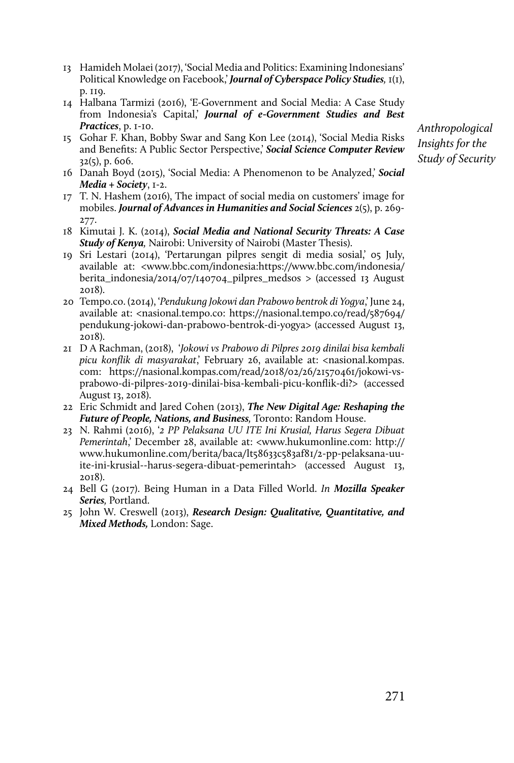13 Hamideh Molaei (2017), 'Social Media and Politics: Examining Indonesians' Political Knowledge on Facebook,' ***Journal of Cyberspace Policy Studies,*** 1(1), p. 119.

14 Halbana Tarmizi (2016), 'E-Government and Social Media: A Case Study from Indonesia's Capital,' ***Journal of e-Government Studies and Best Practices***, p. 1-10.

15 Gohar F. Khan, Bobby Swar and Sang Kon Lee (2014), 'Social Media Risks and Benefits: A Public Sector Perspective,' ***Social Science Computer Review*** 32(5), p. 606.

16 Danah Boyd (2015), 'Social Media: A Phenomenon to be Analyzed,' ***Social Media + Society***, 1-2.

17 T. N. Hashem (2016), The impact of social media on customers' image for mobiles. ***Journal of Advances in Humanities and Social Sciences*** 2(5), p. 269-277.

18 Kimutai J. K. (2014), ***Social Media and National Security Threats: A Case Study of Kenya,*** Nairobi: University of Nairobi (Master Thesis).

19 Sri Lestari (2014), 'Pertarungan pilpres sengit di media sosial,' 05 July, available at: <www.bbc.com/indonesia:https://www.bbc.com/indonesia/berita_indonesia/2014/07/140704_pilpres_medsos > (accessed 13 August 2018).

20 Tempo.co. (2014), '*Pendukung Jokowi dan Prabowo bentrok di Yogya*,' June 24, available at: <nasional.tempo.co: https://nasional.tempo.co/read/587694/pendukung-jokowi-dan-prabowo-bentrok-di-yogya> (accessed August 13, 2018).

21 D A Rachman, (2018), '*Jokowi vs Prabowo di Pilpres 2019 dinilai bisa kembali picu konflik di masyarakat*,' February 26, available at: <nasional.kompas.com: https://nasional.kompas.com/read/2018/02/26/21570461/jokowi-vs-prabowo-di-pilpres-2019-dinilai-bisa-kembali-picu-konflik-di?> (accessed August 13, 2018).

22 Eric Schmidt and Jared Cohen (2013), ***The New Digital Age: Reshaping the Future of People, Nations, and Business,*** Toronto: Random House.

23 N. Rahmi (2016), '*2 PP Pelaksana UU ITE Ini Krusial, Harus Segera Dibuat Pemerintah*,' December 28, available at: <www.hukumonline.com: http://www.hukumonline.com/berita/baca/lt58633c583af81/2-pp-pelaksana-uu-ite-ini-krusial--harus-segera-dibuat-pemerintah> (accessed August 13, 2018).

24 Bell G (2017). Being Human in a Data Filled World. *In **Mozilla Speaker Series,*** Portland.

25 John W. Creswell (2013), ***Research Design: Qualitative, Quantitative, and Mixed Methods,*** London: Sage.